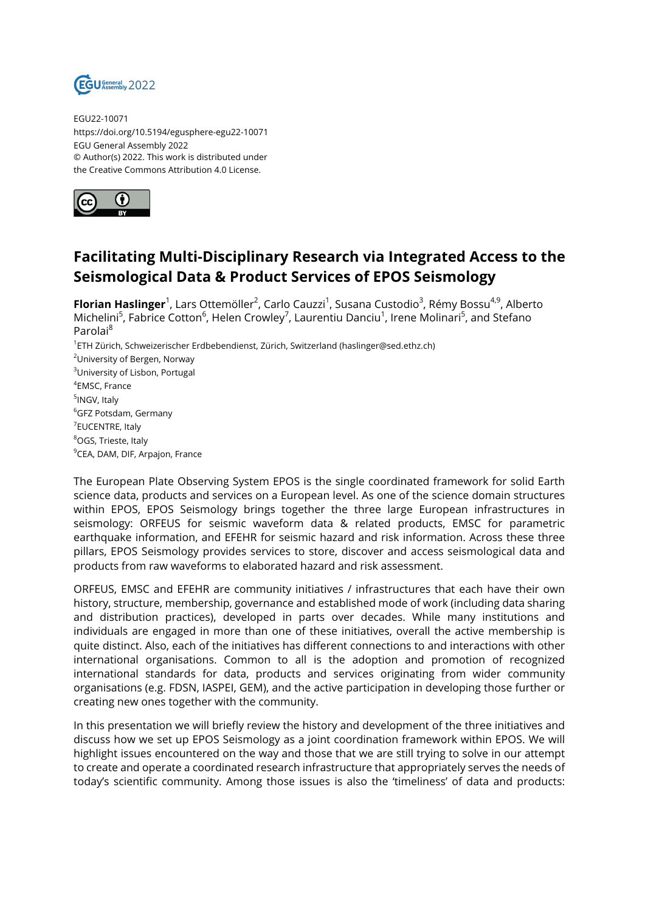EGU22-10071
https://doi.org/10.5194/egusphere-egu22-10071
EGU General Assembly 2022
© Author(s) 2022. This work is distributed under
the Creative Commons Attribution 4.0 License.

# Facilitating Multi-Disciplinary Research via Integrated Access to the Seismological Data & Product Services of EPOS Seismology

**Florian Haslinger**[1], Lars Ottemöller[2], Carlo Cauzzi[1], Susana Custodio[3], Rémy Bossu[4,9], Alberto Michelini[5], Fabrice Cotton[6], Helen Crowley[7], Laurentiu Danciu[1], Irene Molinari[5], and Stefano Parolai[8]

[1]ETH Zürich, Schweizerischer Erdbebendienst, Zürich, Switzerland (haslinger@sed.ethz.ch)
[2]University of Bergen, Norway
[3]University of Lisbon, Portugal
[4]EMSC, France
[5]INGV, Italy
[6]GFZ Potsdam, Germany
[7]EUCENTRE, Italy
[8]OGS, Trieste, Italy
[9]CEA, DAM, DIF, Arpajon, France

The European Plate Observing System EPOS is the single coordinated framework for solid Earth science data, products and services on a European level. As one of the science domain structures within EPOS, EPOS Seismology brings together the three large European infrastructures in seismology: ORFEUS for seismic waveform data & related products, EMSC for parametric earthquake information, and EFEHR for seismic hazard and risk information. Across these three pillars, EPOS Seismology provides services to store, discover and access seismological data and products from raw waveforms to elaborated hazard and risk assessment.

ORFEUS, EMSC and EFEHR are community initiatives / infrastructures that each have their own history, structure, membership, governance and established mode of work (including data sharing and distribution practices), developed in parts over decades. While many institutions and individuals are engaged in more than one of these initiatives, overall the active membership is quite distinct. Also, each of the initiatives has different connections to and interactions with other international organisations. Common to all is the adoption and promotion of recognized international standards for data, products and services originating from wider community organisations (e.g. FDSN, IASPEI, GEM), and the active participation in developing those further or creating new ones together with the community.

In this presentation we will briefly review the history and development of the three initiatives and discuss how we set up EPOS Seismology as a joint coordination framework within EPOS. We will highlight issues encountered on the way and those that we are still trying to solve in our attempt to create and operate a coordinated research infrastructure that appropriately serves the needs of today's scientific community. Among those issues is also the 'timeliness' of data and products: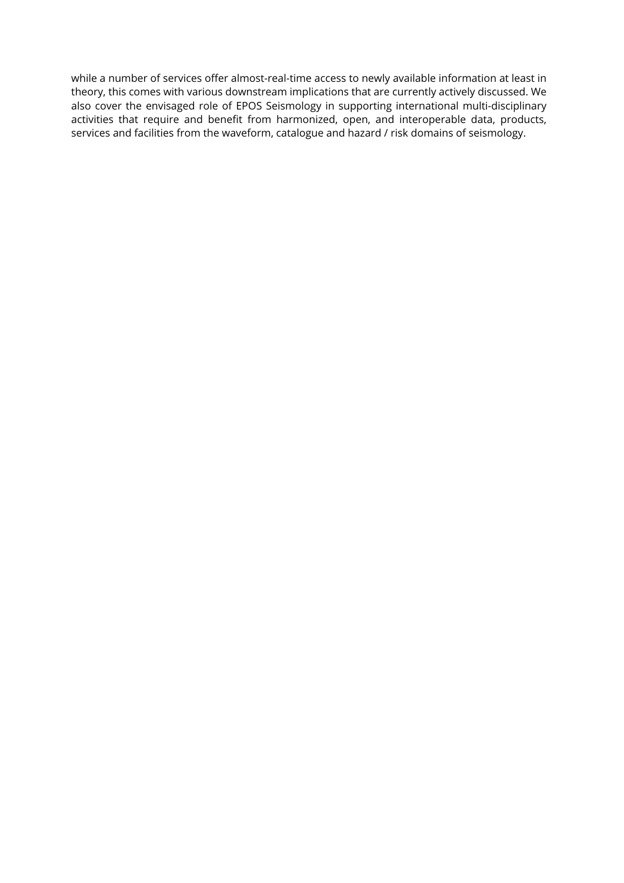while a number of services offer almost-real-time access to newly available information at least in theory, this comes with various downstream implications that are currently actively discussed. We also cover the envisaged role of EPOS Seismology in supporting international multi-disciplinary activities that require and benefit from harmonized, open, and interoperable data, products, services and facilities from the waveform, catalogue and hazard / risk domains of seismology.